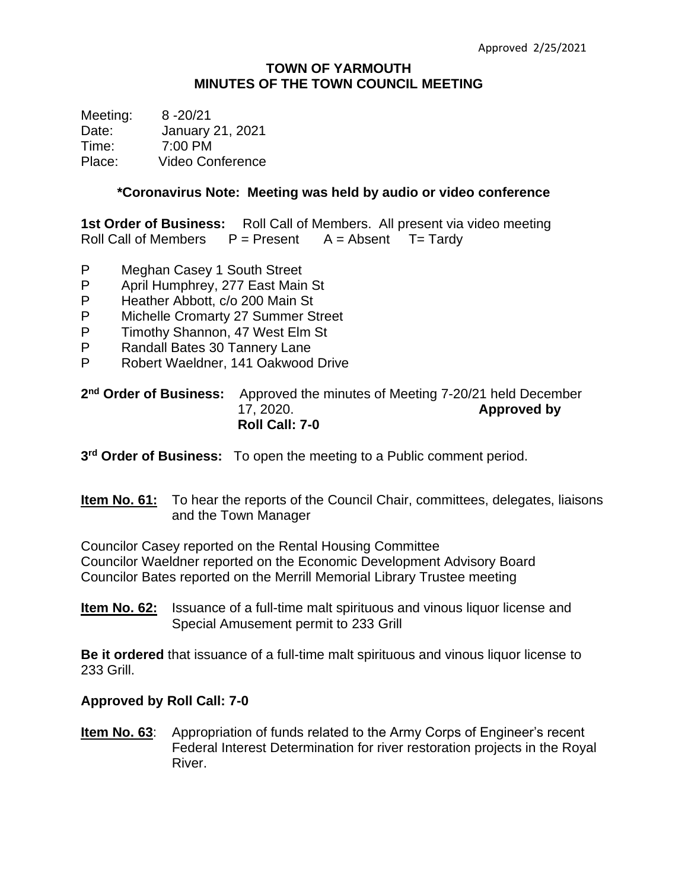Approved 2/25/2021

# TOWN OF YARMOUTH
## MINUTES OF THE TOWN COUNCIL MEETING

Meeting: 8 -20/21
Date: January 21, 2021
Time: 7:00 PM
Place: Video Conference

**\*Coronavirus Note: Meeting was held by audio or video conference**

**1st Order of Business:** Roll Call of Members. All present via video meeting
Roll Call of Members P = Present A = Absent T= Tardy

P Meghan Casey 1 South Street
P April Humphrey, 277 East Main St
P Heather Abbott, c/o 200 Main St
P Michelle Cromarty 27 Summer Street
P Timothy Shannon, 47 West Elm St
P Randall Bates 30 Tannery Lane
P Robert Waeldner, 141 Oakwood Drive

**2nd Order of Business:** Approved the minutes of Meeting 7-20/21 held December 17, 2020. **Approved by Roll Call: 7-0**

**3rd Order of Business:** To open the meeting to a Public comment period.

**Item No. 61:** To hear the reports of the Council Chair, committees, delegates, liaisons and the Town Manager

Councilor Casey reported on the Rental Housing Committee
Councilor Waeldner reported on the Economic Development Advisory Board
Councilor Bates reported on the Merrill Memorial Library Trustee meeting

**Item No. 62:** Issuance of a full-time malt spirituous and vinous liquor license and Special Amusement permit to 233 Grill

**Be it ordered** that issuance of a full-time malt spirituous and vinous liquor license to 233 Grill.

**Approved by Roll Call: 7-0**

**Item No. 63**: Appropriation of funds related to the Army Corps of Engineer's recent Federal Interest Determination for river restoration projects in the Royal River.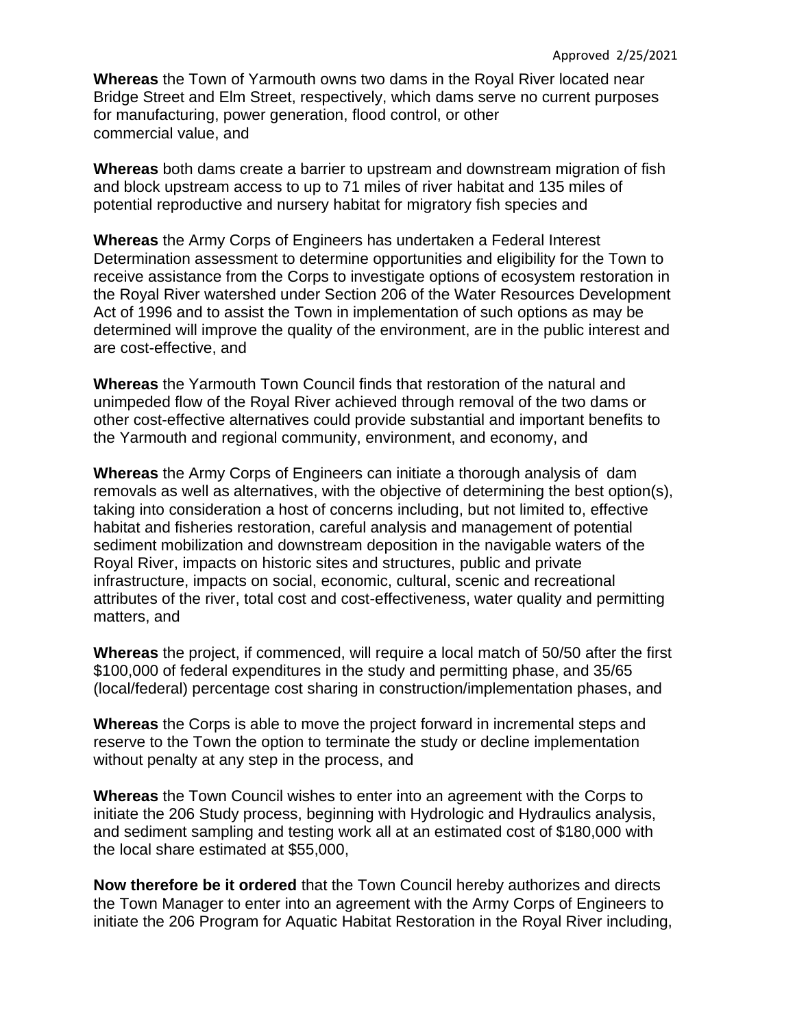Approved 2/25/2021

**Whereas** the Town of Yarmouth owns two dams in the Royal River located near Bridge Street and Elm Street, respectively, which dams serve no current purposes for manufacturing, power generation, flood control, or other commercial value, and

**Whereas** both dams create a barrier to upstream and downstream migration of fish and block upstream access to up to 71 miles of river habitat and 135 miles of potential reproductive and nursery habitat for migratory fish species and

**Whereas** the Army Corps of Engineers has undertaken a Federal Interest Determination assessment to determine opportunities and eligibility for the Town to receive assistance from the Corps to investigate options of ecosystem restoration in the Royal River watershed under Section 206 of the Water Resources Development Act of 1996 and to assist the Town in implementation of such options as may be determined will improve the quality of the environment, are in the public interest and are cost-effective, and

**Whereas** the Yarmouth Town Council finds that restoration of the natural and unimpeded flow of the Royal River achieved through removal of the two dams or other cost-effective alternatives could provide substantial and important benefits to the Yarmouth and regional community, environment, and economy, and

**Whereas** the Army Corps of Engineers can initiate a thorough analysis of dam removals as well as alternatives, with the objective of determining the best option(s), taking into consideration a host of concerns including, but not limited to, effective habitat and fisheries restoration, careful analysis and management of potential sediment mobilization and downstream deposition in the navigable waters of the Royal River, impacts on historic sites and structures, public and private infrastructure, impacts on social, economic, cultural, scenic and recreational attributes of the river, total cost and cost-effectiveness, water quality and permitting matters, and

**Whereas** the project, if commenced, will require a local match of 50/50 after the first \$100,000 of federal expenditures in the study and permitting phase, and 35/65 (local/federal) percentage cost sharing in construction/implementation phases, and

**Whereas** the Corps is able to move the project forward in incremental steps and reserve to the Town the option to terminate the study or decline implementation without penalty at any step in the process, and

**Whereas** the Town Council wishes to enter into an agreement with the Corps to initiate the 206 Study process, beginning with Hydrologic and Hydraulics analysis, and sediment sampling and testing work all at an estimated cost of \$180,000 with the local share estimated at \$55,000,

**Now therefore be it ordered** that the Town Council hereby authorizes and directs the Town Manager to enter into an agreement with the Army Corps of Engineers to initiate the 206 Program for Aquatic Habitat Restoration in the Royal River including,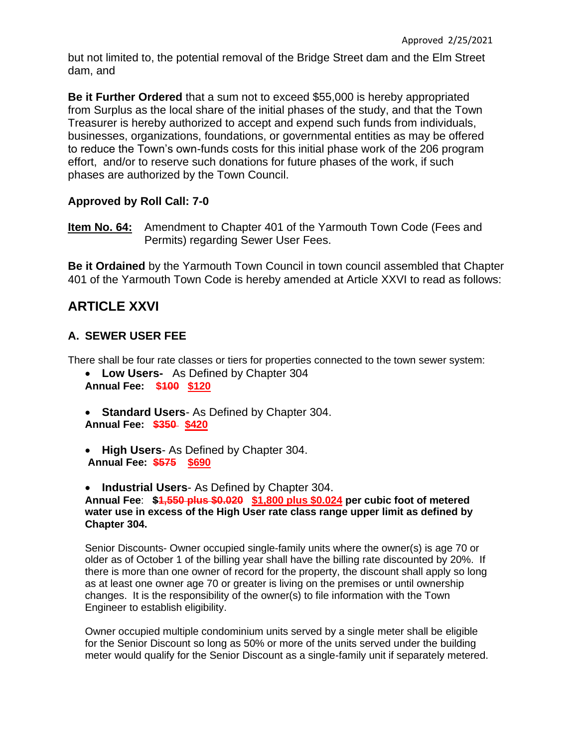but not limited to, the potential removal of the Bridge Street dam and the Elm Street dam, and

**Be it Further Ordered** that a sum not to exceed $55,000 is hereby appropriated from Surplus as the local share of the initial phases of the study, and that the Town Treasurer is hereby authorized to accept and expend such funds from individuals, businesses, organizations, foundations, or governmental entities as may be offered to reduce the Town's own-funds costs for this initial phase work of the 206 program effort, and/or to reserve such donations for future phases of the work, if such phases are authorized by the Town Council.

**Approved by Roll Call: 7-0**

**Item No. 64:** Amendment to Chapter 401 of the Yarmouth Town Code (Fees and Permits) regarding Sewer User Fees.

**Be it Ordained** by the Yarmouth Town Council in town council assembled that Chapter 401 of the Yarmouth Town Code is hereby amended at Article XXVI to read as follows:

## ARTICLE XXVI

### A. SEWER USER FEE

There shall be four rate classes or tiers for properties connected to the town sewer system:

- **Low Users-** As Defined by Chapter 304

**Annual Fee:** **$~~100~~** **$120**

- **Standard Users**- As Defined by Chapter 304.

**Annual Fee:** **~~$350~~** **$420**

- **High Users**- As Defined by Chapter 304.

**Annual Fee:** **~~$575~~** **$690**

- **Industrial Users**- As Defined by Chapter 304.

**Annual Fee**: **$~~1,550 plus $0.020~~** **$1,800 plus $0.024** **per cubic foot of metered water use in excess of the High User rate class range upper limit as defined by Chapter 304.**

Senior Discounts- Owner occupied single-family units where the owner(s) is age 70 or older as of October 1 of the billing year shall have the billing rate discounted by 20%. If there is more than one owner of record for the property, the discount shall apply so long as at least one owner age 70 or greater is living on the premises or until ownership changes. It is the responsibility of the owner(s) to file information with the Town Engineer to establish eligibility.

Owner occupied multiple condominium units served by a single meter shall be eligible for the Senior Discount so long as 50% or more of the units served under the building meter would qualify for the Senior Discount as a single-family unit if separately metered.